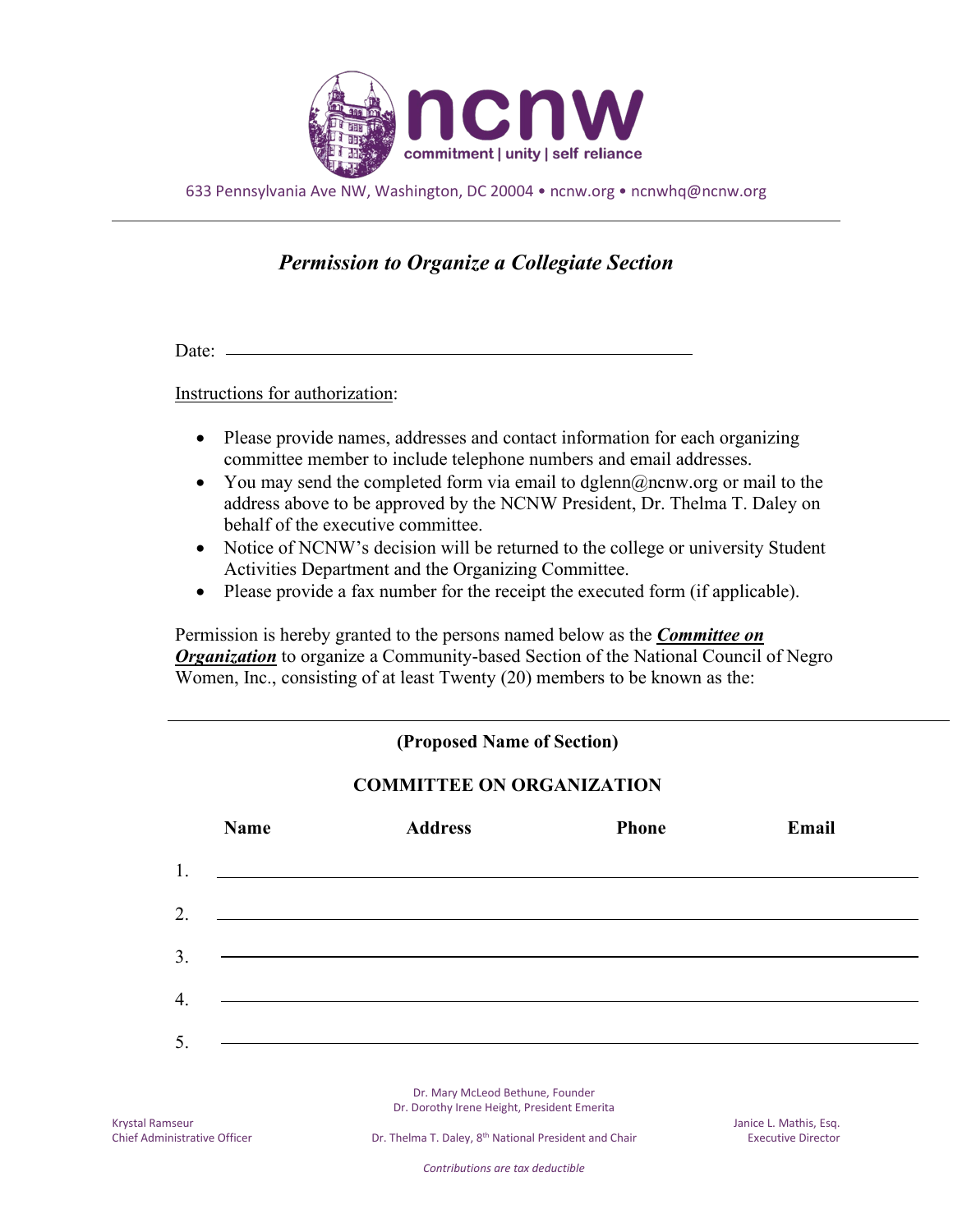**ncnw**

commitment | unity | self reliance

633 Pennsylvania Ave NW, Washington, DC 20004 • ncnw.org • ncnwhq@ncnw.org

---

## *Permission to Organize a Collegiate Section*

Date: ____________________________________________

Instructions for authorization:

- Please provide names, addresses and contact information for each organizing committee member to include telephone numbers and email addresses.
- You may send the completed form via email to dglenn@ncnw.org or mail to the address above to be approved by the NCNW President, Dr. Thelma T. Daley on behalf of the executive committee.
- Notice of NCNW's decision will be returned to the college or university Student Activities Department and the Organizing Committee.
- Please provide a fax number for the receipt the executed form (if applicable).

Permission is hereby granted to the persons named below as the ***Committee on Organization*** to organize a Community-based Section of the National Council of Negro Women, Inc., consisting of at least Twenty (20) members to be known as the:

____________________________________________

**(Proposed Name of Section)**

**COMMITTEE ON ORGANIZATION**

| | Name | Address | Phone | Email |
|---|---|---|---|---|
| 1. | | | | |
| 2. | | | | |
| 3. | | | | |
| 4. | | | | |
| 5. | | | | |

Dr. Mary McLeod Bethune, Founder
Dr. Dorothy Irene Height, President Emerita

Krystal Ramseur
Chief Administrative Officer

Dr. Thelma T. Daley, 8th National President and Chair

Janice L. Mathis, Esq.
Executive Director

*Contributions are tax deductible*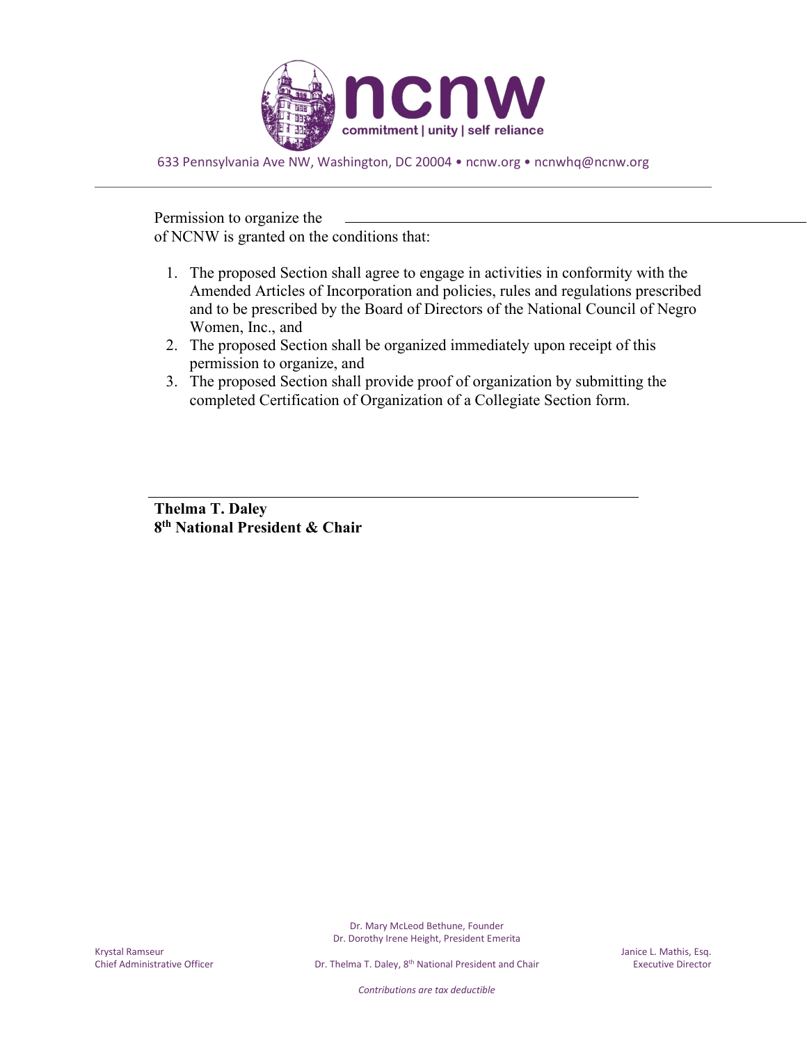ncnw

commitment | unity | self reliance

633 Pennsylvania Ave NW, Washington, DC 20004 • ncnw.org • ncnwhq@ncnw.org

---

Permission to organize the ______________________________________________
of NCNW is granted on the conditions that:

1. The proposed Section shall agree to engage in activities in conformity with the Amended Articles of Incorporation and policies, rules and regulations prescribed and to be prescribed by the Board of Directors of the National Council of Negro Women, Inc., and
2. The proposed Section shall be organized immediately upon receipt of this permission to organize, and
3. The proposed Section shall provide proof of organization by submitting the completed Certification of Organization of a Collegiate Section form.

______________________________________________

**Thelma T. Daley**
**8th National President & Chair**

Dr. Mary McLeod Bethune, Founder
Dr. Dorothy Irene Height, President Emerita

Krystal Ramseur
Chief Administrative Officer

Dr. Thelma T. Daley, 8th National President and Chair

Janice L. Mathis, Esq.
Executive Director

*Contributions are tax deductible*